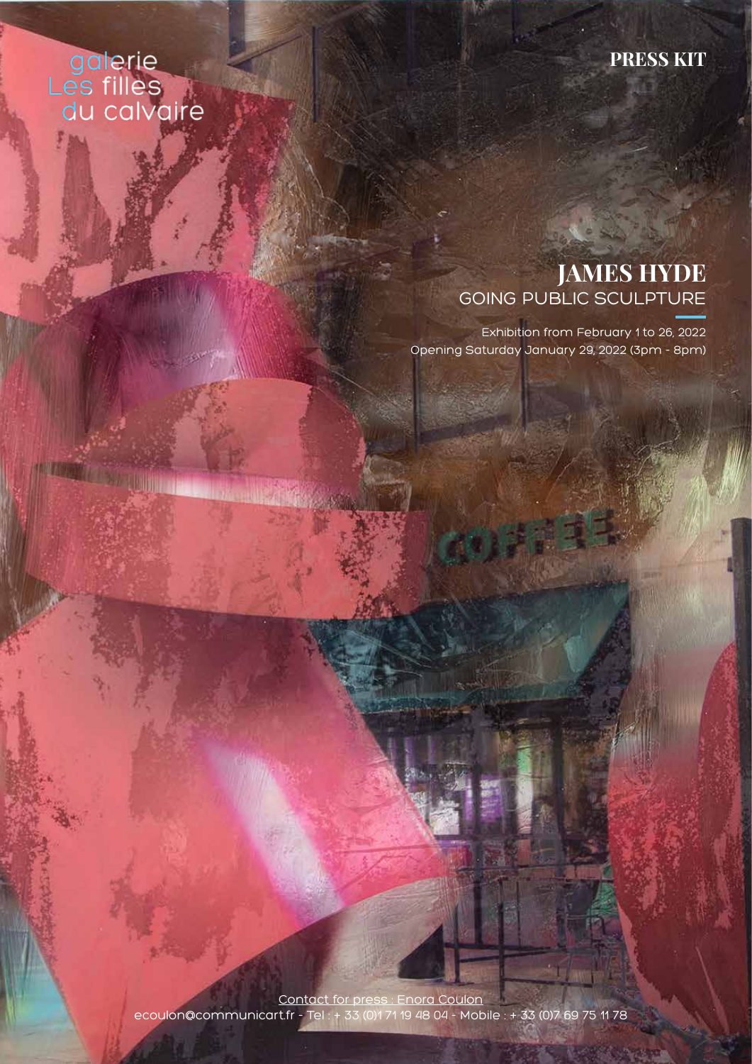galerie
Les filles
du calvaire

**PRESS KIT**

# JAMES HYDE
## GOING PUBLIC SCULPTURE

Exhibition from February 1 to 26, 2022
Opening Saturday January 29, 2022 (3pm - 8pm)

Contact for press : Enora Coulon
ecoulon@communicart.fr - Tel : + 33 (0)1 71 19 48 04 - Mobile : + 33 (0)7 69 75 11 78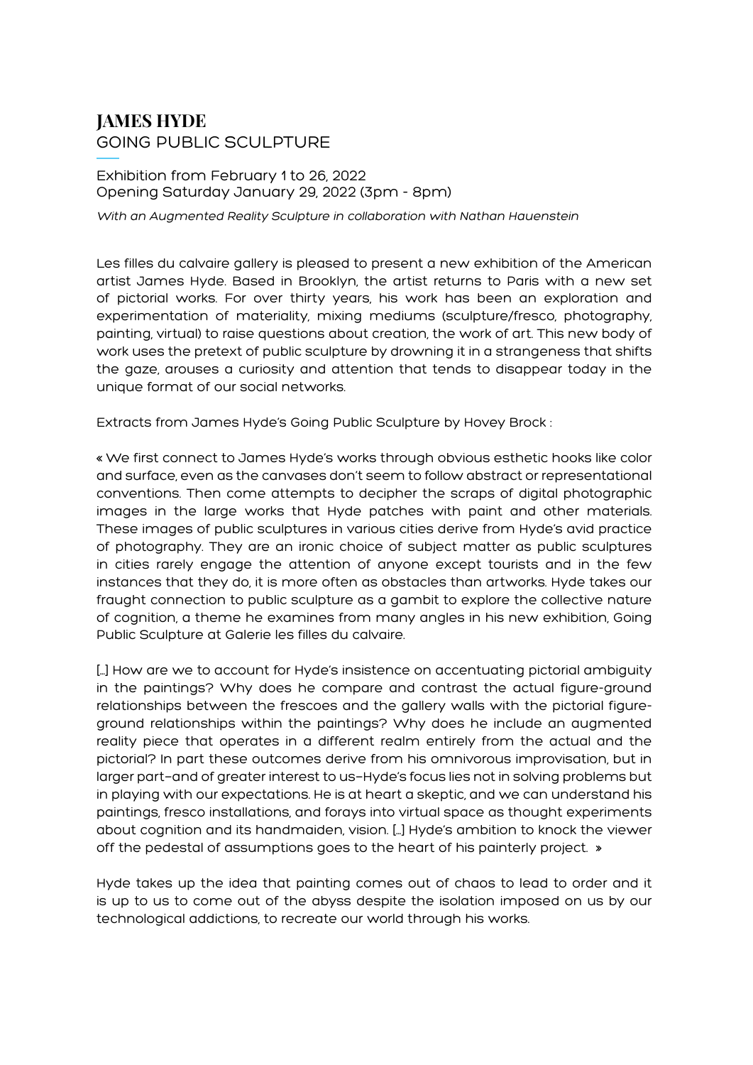# JAMES HYDE

## GOING PUBLIC SCULPTURE

Exhibition from February 1 to 26, 2022
Opening Saturday January 29, 2022 (3pm - 8pm)

*With an Augmented Reality Sculpture in collaboration with Nathan Hauenstein*

Les filles du calvaire gallery is pleased to present a new exhibition of the American artist James Hyde. Based in Brooklyn, the artist returns to Paris with a new set of pictorial works. For over thirty years, his work has been an exploration and experimentation of materiality, mixing mediums (sculpture/fresco, photography, painting, virtual) to raise questions about creation, the work of art. This new body of work uses the pretext of public sculpture by drowning it in a strangeness that shifts the gaze, arouses a curiosity and attention that tends to disappear today in the unique format of our social networks.

Extracts from James Hyde's Going Public Sculpture by Hovey Brock :

« We first connect to James Hyde's works through obvious esthetic hooks like color and surface, even as the canvases don't seem to follow abstract or representational conventions. Then come attempts to decipher the scraps of digital photographic images in the large works that Hyde patches with paint and other materials. These images of public sculptures in various cities derive from Hyde's avid practice of photography. They are an ironic choice of subject matter as public sculptures in cities rarely engage the attention of anyone except tourists and in the few instances that they do, it is more often as obstacles than artworks. Hyde takes our fraught connection to public sculpture as a gambit to explore the collective nature of cognition, a theme he examines from many angles in his new exhibition, Going Public Sculpture at Galerie les filles du calvaire.

[...] How are we to account for Hyde's insistence on accentuating pictorial ambiguity in the paintings? Why does he compare and contrast the actual figure-ground relationships between the frescoes and the gallery walls with the pictorial figure-ground relationships within the paintings? Why does he include an augmented reality piece that operates in a different realm entirely from the actual and the pictorial? In part these outcomes derive from his omnivorous improvisation, but in larger part–and of greater interest to us–Hyde's focus lies not in solving problems but in playing with our expectations. He is at heart a skeptic, and we can understand his paintings, fresco installations, and forays into virtual space as thought experiments about cognition and its handmaiden, vision. [...] Hyde's ambition to knock the viewer off the pedestal of assumptions goes to the heart of his painterly project. »

Hyde takes up the idea that painting comes out of chaos to lead to order and it is up to us to come out of the abyss despite the isolation imposed on us by our technological addictions, to recreate our world through his works.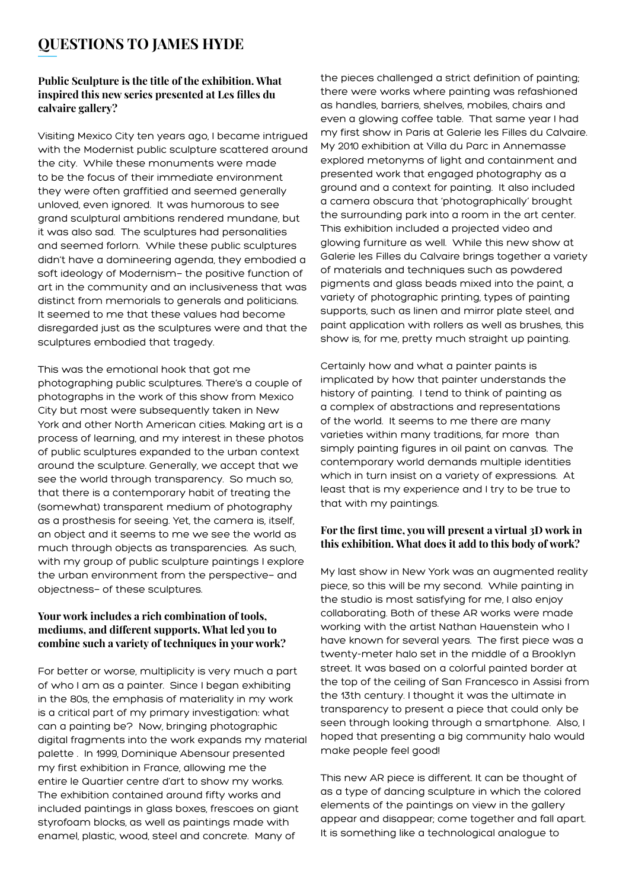## QUESTIONS TO JAMES HYDE

### Public Sculpture is the title of the exhibition. What inspired this new series presented at Les filles du calvaire gallery?

Visiting Mexico City ten years ago, I became intrigued with the Modernist public sculpture scattered around the city. While these monuments were made to be the focus of their immediate environment they were often graffitied and seemed generally unloved, even ignored. It was humorous to see grand sculptural ambitions rendered mundane, but it was also sad. The sculptures had personalities and seemed forlorn. While these public sculptures didn't have a domineering agenda, they embodied a soft ideology of Modernism– the positive function of art in the community and an inclusiveness that was distinct from memorials to generals and politicians. It seemed to me that these values had become disregarded just as the sculptures were and that the sculptures embodied that tragedy.

This was the emotional hook that got me photographing public sculptures. There's a couple of photographs in the work of this show from Mexico City but most were subsequently taken in New York and other North American cities. Making art is a process of learning, and my interest in these photos of public sculptures expanded to the urban context around the sculpture. Generally, we accept that we see the world through transparency. So much so, that there is a contemporary habit of treating the (somewhat) transparent medium of photography as a prosthesis for seeing. Yet, the camera is, itself, an object and it seems to me we see the world as much through objects as transparencies. As such, with my group of public sculpture paintings I explore the urban environment from the perspective– and objectness– of these sculptures.

### Your work includes a rich combination of tools, mediums, and different supports. What led you to combine such a variety of techniques in your work?

For better or worse, multiplicity is very much a part of who I am as a painter. Since I began exhibiting in the 80s, the emphasis of materiality in my work is a critical part of my primary investigation: what can a painting be? Now, bringing photographic digital fragments into the work expands my material palette . In 1999, Dominique Abensour presented my first exhibition in France, allowing me the entire le Quartier centre d'art to show my works. The exhibition contained around fifty works and included paintings in glass boxes, frescoes on giant styrofoam blocks, as well as paintings made with enamel, plastic, wood, steel and concrete. Many of the pieces challenged a strict definition of painting; there were works where painting was refashioned as handles, barriers, shelves, mobiles, chairs and even a glowing coffee table. That same year I had my first show in Paris at Galerie les Filles du Calvaire. My 2010 exhibition at Villa du Parc in Annemasse explored metonyms of light and containment and presented work that engaged photography as a ground and a context for painting. It also included a camera obscura that 'photographically' brought the surrounding park into a room in the art center. This exhibition included a projected video and glowing furniture as well. While this new show at Galerie les Filles du Calvaire brings together a variety of materials and techniques such as powdered pigments and glass beads mixed into the paint, a variety of photographic printing, types of painting supports, such as linen and mirror plate steel, and paint application with rollers as well as brushes, this show is, for me, pretty much straight up painting.

Certainly how and what a painter paints is implicated by how that painter understands the history of painting. I tend to think of painting as a complex of abstractions and representations of the world. It seems to me there are many varieties within many traditions, far more than simply painting figures in oil paint on canvas. The contemporary world demands multiple identities which in turn insist on a variety of expressions. At least that is my experience and I try to be true to that with my paintings.

### For the first time, you will present a virtual 3D work in this exhibition. What does it add to this body of work?

My last show in New York was an augmented reality piece, so this will be my second. While painting in the studio is most satisfying for me, I also enjoy collaborating. Both of these AR works were made working with the artist Nathan Hauenstein who I have known for several years. The first piece was a twenty-meter halo set in the middle of a Brooklyn street. It was based on a colorful painted border at the top of the ceiling of San Francesco in Assisi from the 13th century. I thought it was the ultimate in transparency to present a piece that could only be seen through looking through a smartphone. Also, I hoped that presenting a big community halo would make people feel good!

This new AR piece is different. It can be thought of as a type of dancing sculpture in which the colored elements of the paintings on view in the gallery appear and disappear; come together and fall apart. It is something like a technological analogue to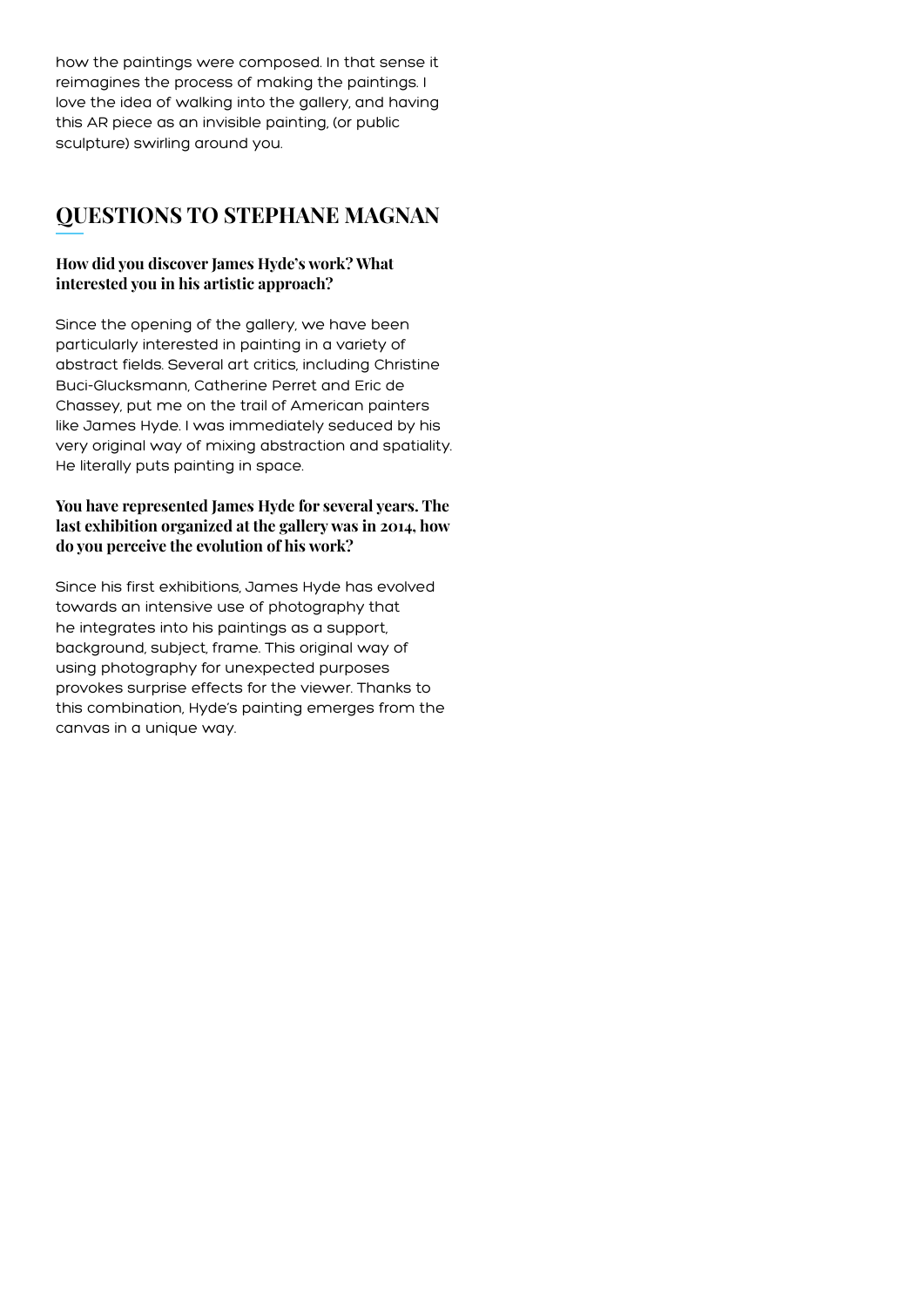how the paintings were composed. In that sense it reimagines the process of making the paintings. I love the idea of walking into the gallery, and having this AR piece as an invisible painting, (or public sculpture) swirling around you.

## QUESTIONS TO STEPHANE MAGNAN

**How did you discover James Hyde's work? What interested you in his artistic approach?**

Since the opening of the gallery, we have been particularly interested in painting in a variety of abstract fields. Several art critics, including Christine Buci-Glucksmann, Catherine Perret and Eric de Chassey, put me on the trail of American painters like James Hyde. I was immediately seduced by his very original way of mixing abstraction and spatiality. He literally puts painting in space.

**You have represented James Hyde for several years. The last exhibition organized at the gallery was in 2014, how do you perceive the evolution of his work?**

Since his first exhibitions, James Hyde has evolved towards an intensive use of photography that he integrates into his paintings as a support, background, subject, frame. This original way of using photography for unexpected purposes provokes surprise effects for the viewer. Thanks to this combination, Hyde's painting emerges from the canvas in a unique way.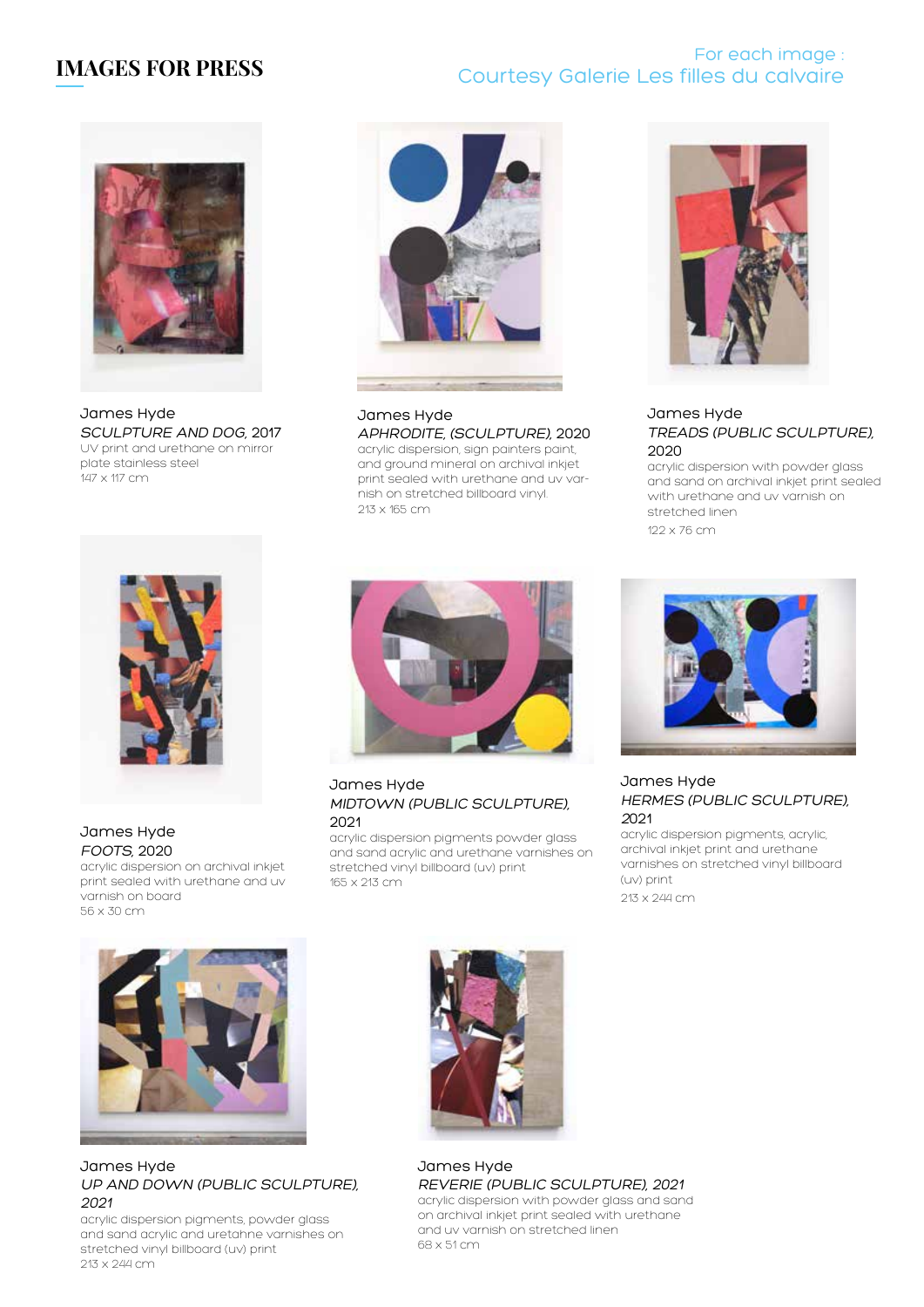# IMAGES FOR PRESS

For each image :
Courtesy Galerie Les filles du calvaire

James Hyde
*SCULPTURE AND DOG*, 2017
UV print and urethane on mirror plate stainless steel
147 x 117 cm

James Hyde
*APHRODITE, (SCULPTURE)*, 2020
acrylic dispersion, sign painters paint, and ground mineral on archival inkjet print sealed with urethane and uv varnish on stretched billboard vinyl.
213 x 165 cm

James Hyde
*TREADS (PUBLIC SCULPTURE)*, 2020
acrylic dispersion with powder glass and sand on archival inkjet print sealed with urethane and uv varnish on stretched linen
122 x 76 cm

James Hyde
*FOOTS*, 2020
acrylic dispersion on archival inkjet print sealed with urethane and uv varnish on board
56 x 30 cm

James Hyde
*MIDTOWN (PUBLIC SCULPTURE)*, 2021
acrylic dispersion pigments powder glass and sand acrylic and urethane varnishes on stretched vinyl billboard (uv) print
165 x 213 cm

James Hyde
*HERMES (PUBLIC SCULPTURE), 2021*
acrylic dispersion pigments, acrylic, archival inkjet print and urethane varnishes on stretched vinyl billboard (uv) print
213 x 244 cm

James Hyde
*UP AND DOWN (PUBLIC SCULPTURE), 2021*
acrylic dispersion pigments, powder glass and sand acrylic and uretahne varnishes on stretched vinyl billboard (uv) print
213 x 244 cm

James Hyde
*REVERIE (PUBLIC SCULPTURE), 2021*
acrylic dispersion with powder glass and sand on archival inkjet print sealed with urethane and uv varnish on stretched linen
68 x 51 cm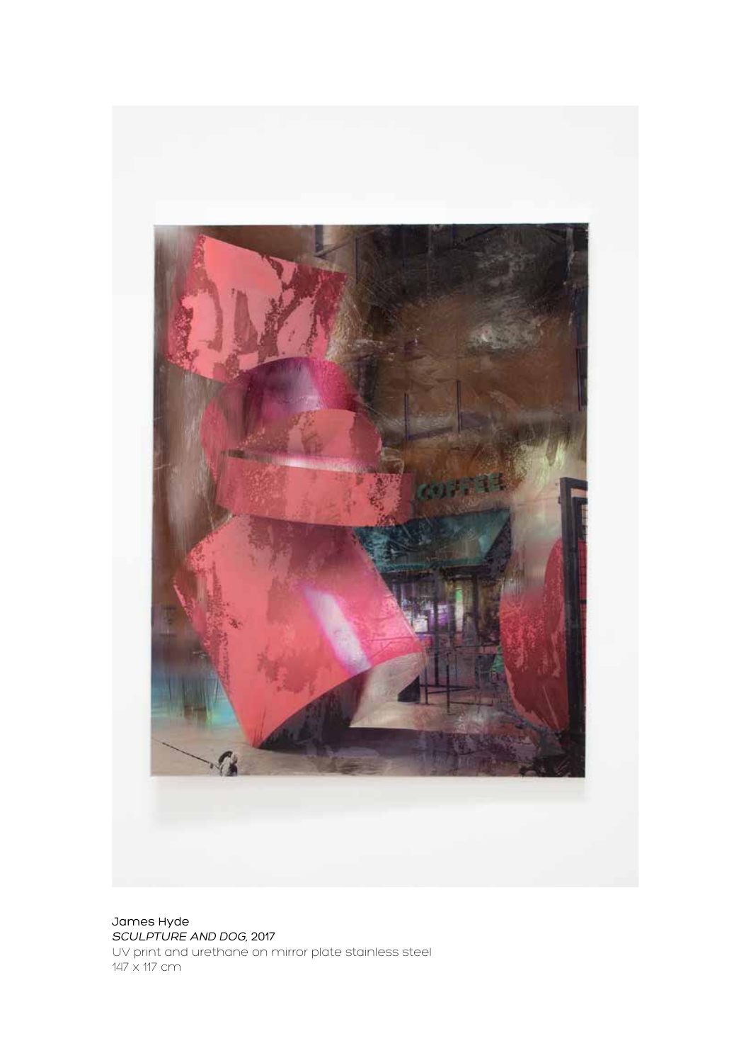James Hyde
*SCULPTURE AND DOG,* 2017
UV print and urethane on mirror plate stainless steel
147 x 117 cm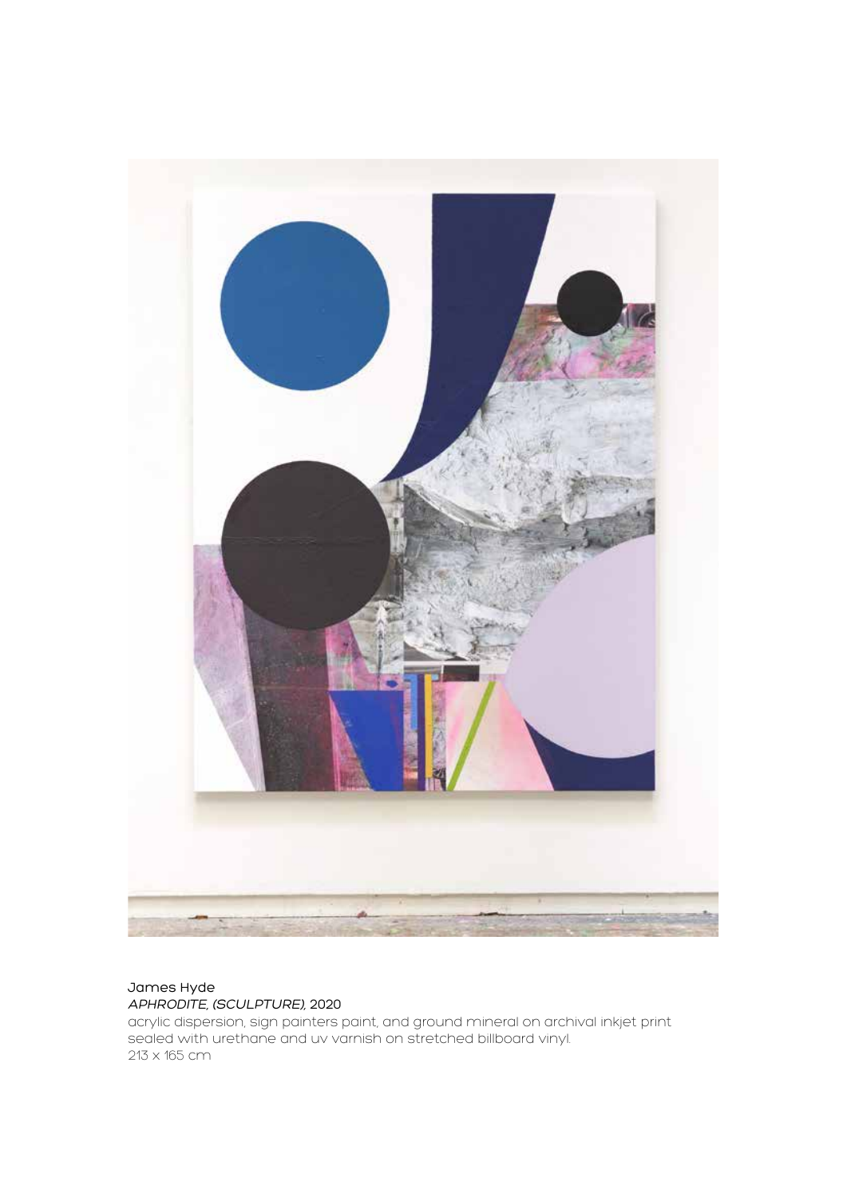James Hyde
*APHRODITE, (SCULPTURE),* 2020
acrylic dispersion, sign painters paint, and ground mineral on archival inkjet print sealed with urethane and uv varnish on stretched billboard vinyl.
213 x 165 cm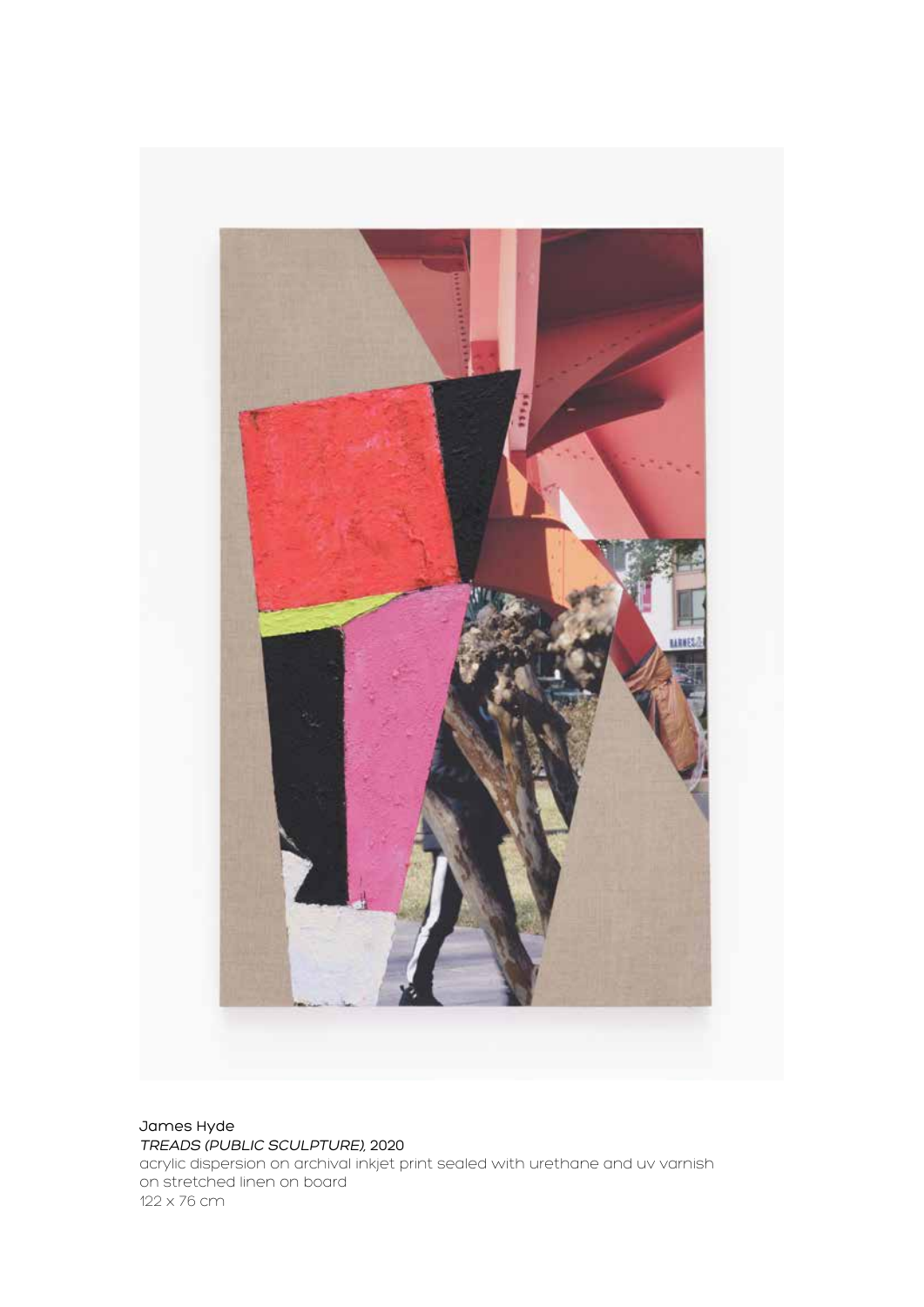James Hyde
*TREADS (PUBLIC SCULPTURE),* 2020
acrylic dispersion on archival inkjet print sealed with urethane and uv varnish on stretched linen on board
122 x 76 cm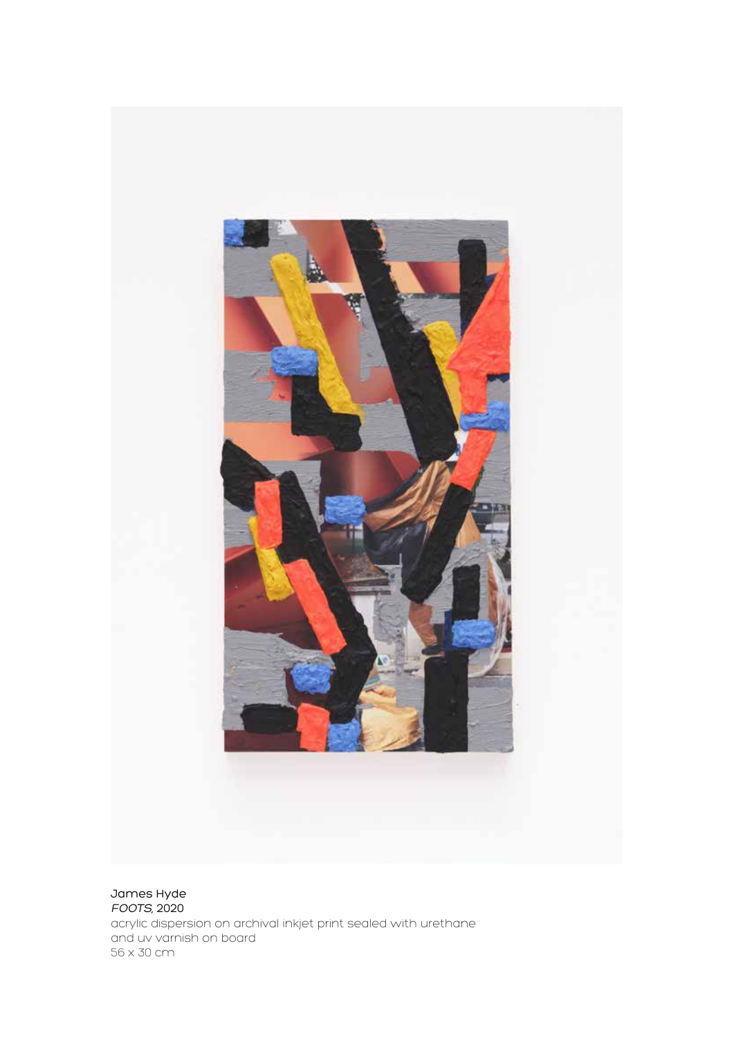James Hyde
*FOOTS*, 2020
acrylic dispersion on archival inkjet print sealed with urethane and uv varnish on board
56 x 30 cm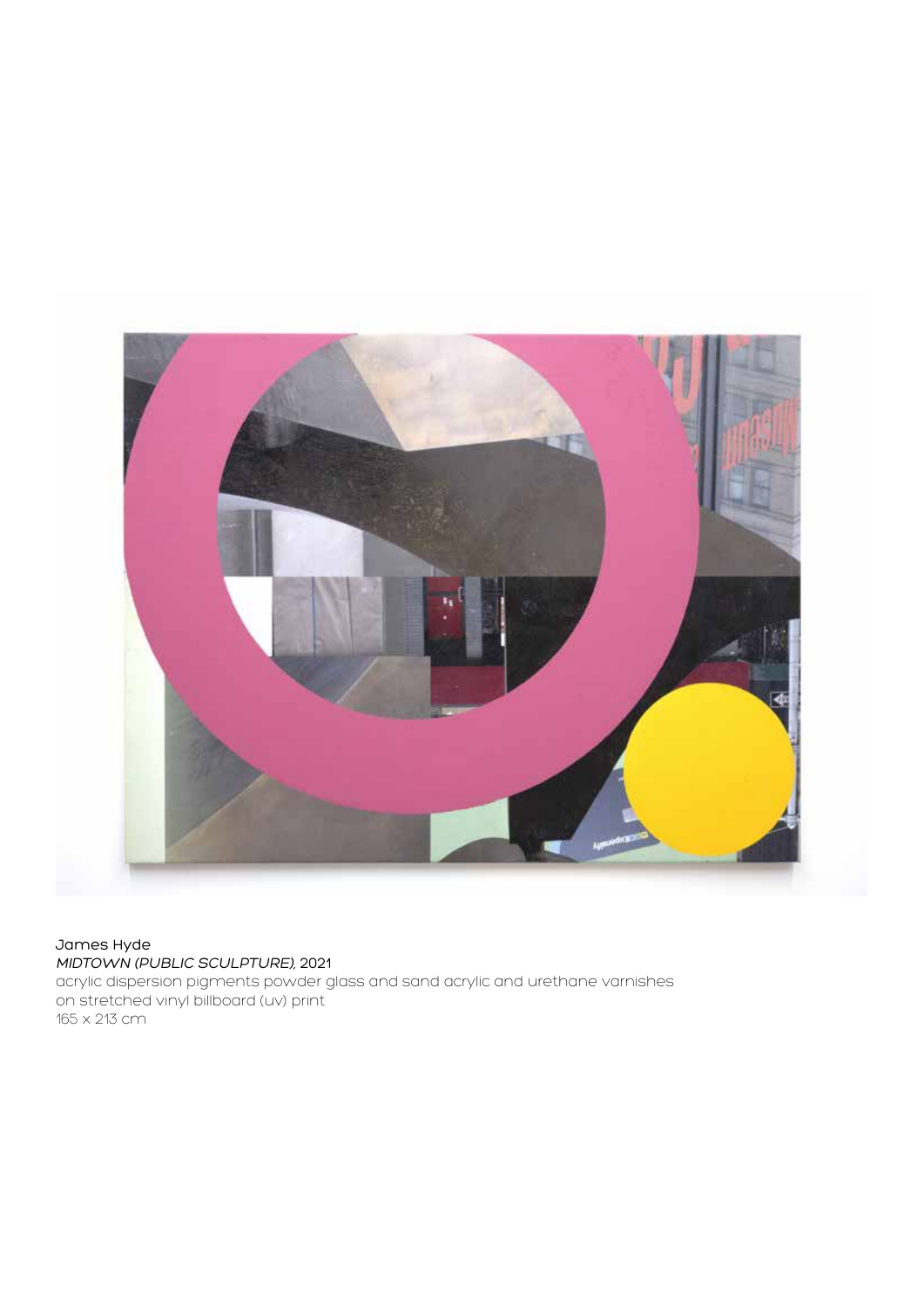James Hyde
*MIDTOWN (PUBLIC SCULPTURE),* 2021
acrylic dispersion pigments powder glass and sand acrylic and urethane varnishes on stretched vinyl billboard (uv) print
165 x 213 cm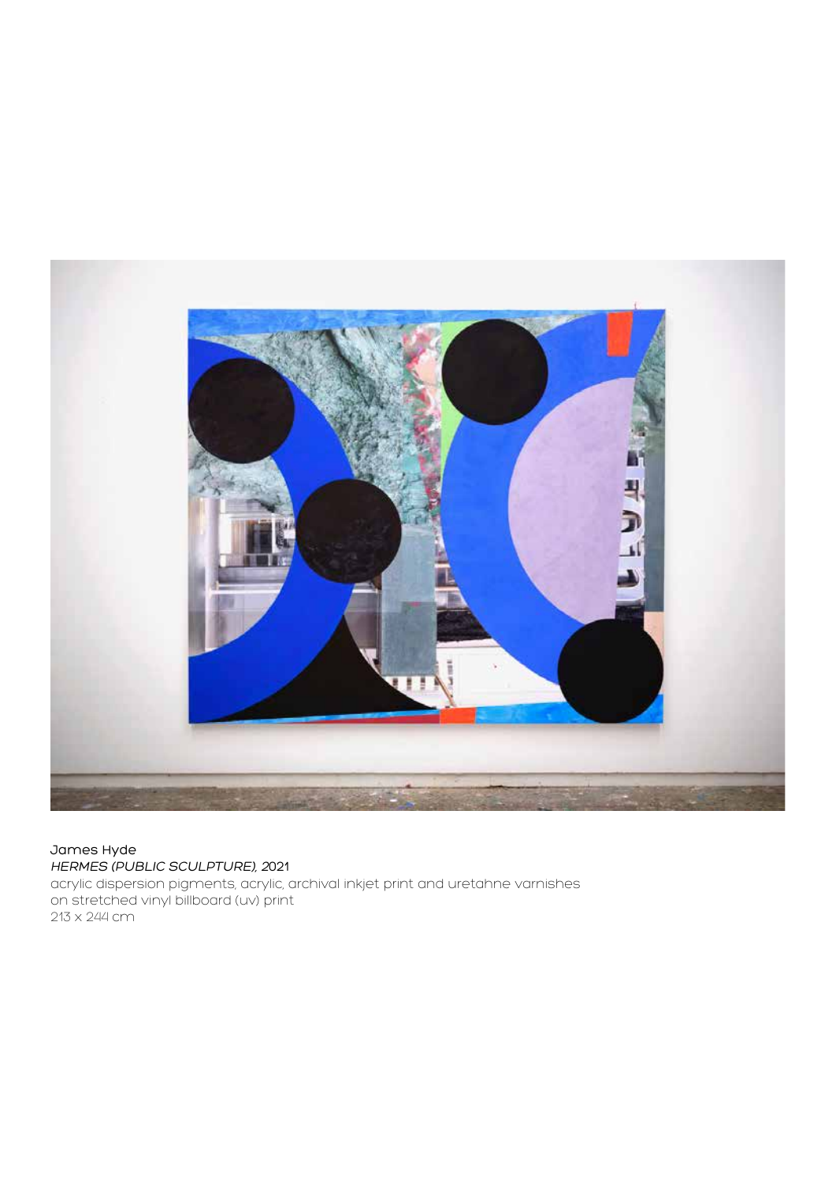James Hyde
*HERMES (PUBLIC SCULPTURE), 2021*
acrylic dispersion pigments, acrylic, archival inkjet print and uretahne varnishes on stretched vinyl billboard (uv) print
213 x 244 cm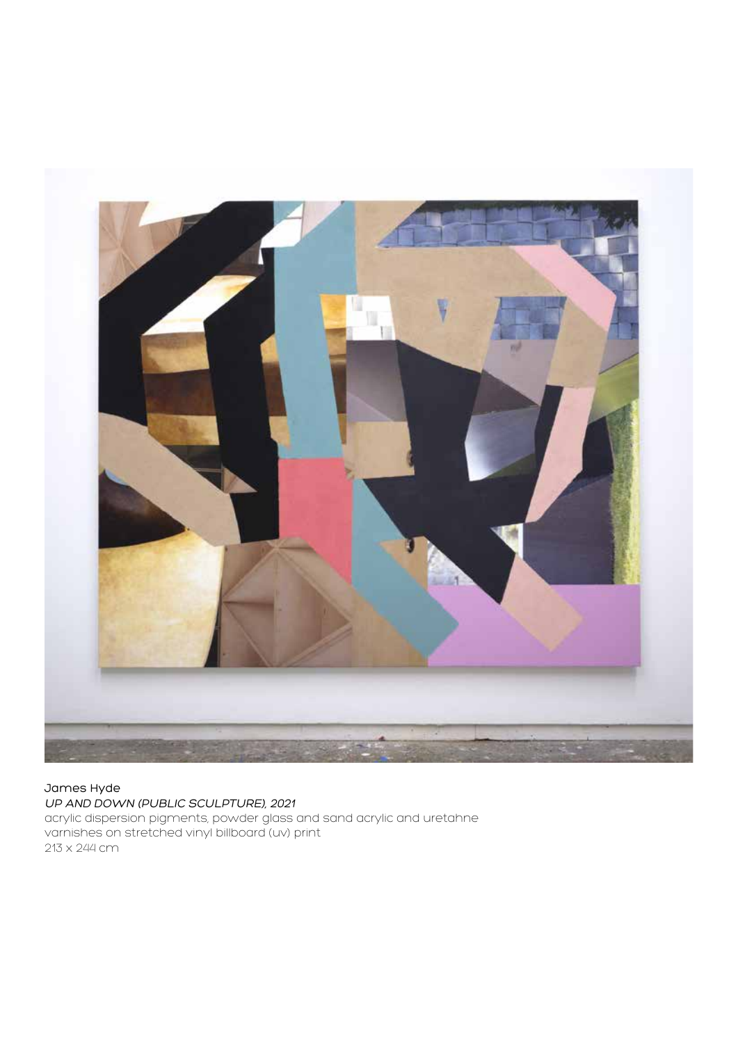James Hyde
*UP AND DOWN (PUBLIC SCULPTURE), 2021*
acrylic dispersion pigments, powder glass and sand acrylic and uretahne varnishes on stretched vinyl billboard (uv) print
213 x 244 cm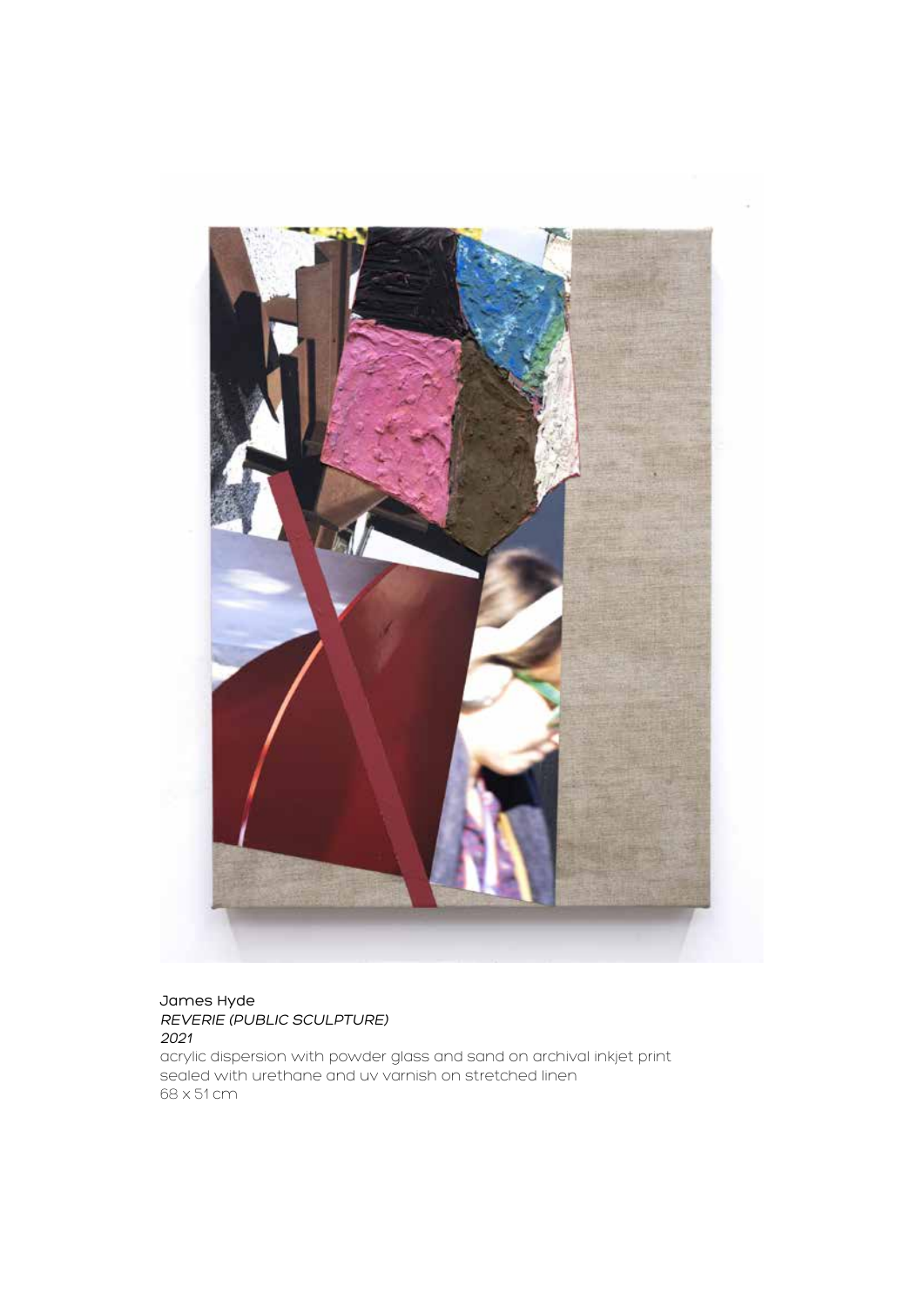James Hyde
*REVERIE (PUBLIC SCULPTURE)*
*2021*
acrylic dispersion with powder glass and sand on archival inkjet print sealed with urethane and uv varnish on stretched linen
68 x 51 cm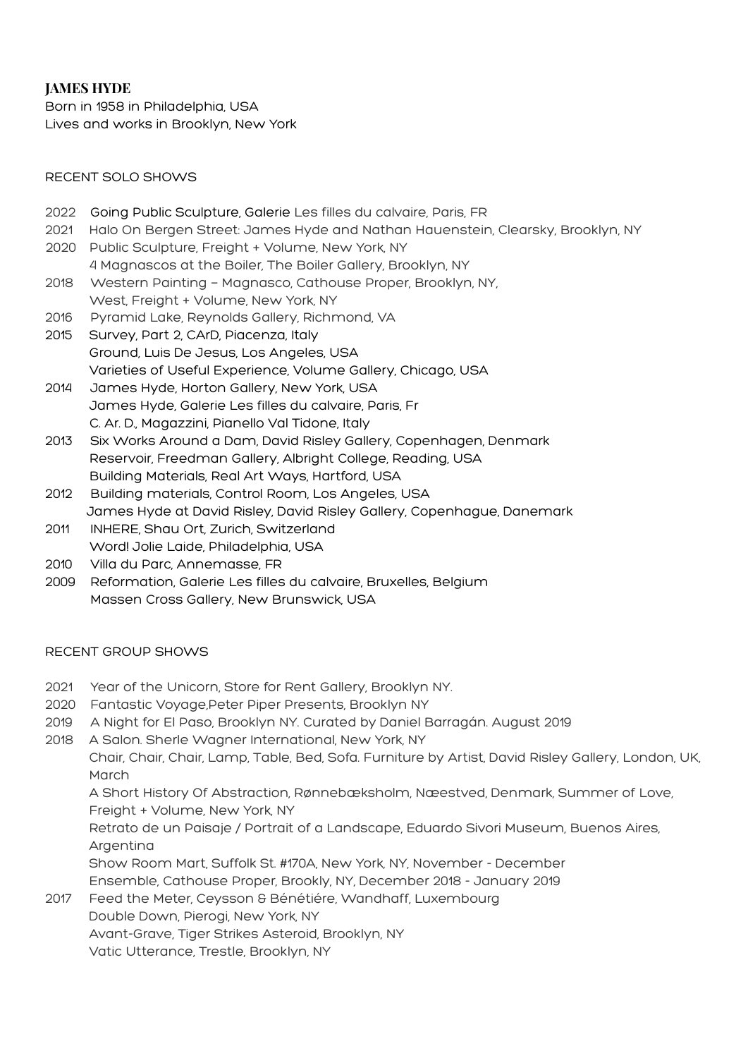**JAMES HYDE**

Born in 1958 in Philadelphia, USA
Lives and works in Brooklyn, New York

RECENT SOLO SHOWS

2022 Going Public Sculpture, Galerie Les filles du calvaire, Paris, FR
2021 Halo On Bergen Street: James Hyde and Nathan Hauenstein, Clearsky, Brooklyn, NY
2020 Public Sculpture, Freight + Volume, New York, NY
4 Magnascos at the Boiler, The Boiler Gallery, Brooklyn, NY
2018 Western Painting – Magnasco, Cathouse Proper, Brooklyn, NY,
West, Freight + Volume, New York, NY
2016 Pyramid Lake, Reynolds Gallery, Richmond, VA
2015 Survey, Part 2, CArD, Piacenza, Italy
Ground, Luis De Jesus, Los Angeles, USA
Varieties of Useful Experience, Volume Gallery, Chicago, USA
2014 James Hyde, Horton Gallery, New York, USA
James Hyde, Galerie Les filles du calvaire, Paris, Fr
C. Ar. D., Magazzini, Pianello Val Tidone, Italy
2013 Six Works Around a Dam, David Risley Gallery, Copenhagen, Denmark
Reservoir, Freedman Gallery, Albright College, Reading, USA
Building Materials, Real Art Ways, Hartford, USA
2012 Building materials, Control Room, Los Angeles, USA
James Hyde at David Risley, David Risley Gallery, Copenhague, Danemark
2011 INHERE, Shau Ort, Zurich, Switzerland
Word! Jolie Laide, Philadelphia, USA
2010 Villa du Parc, Annemasse, FR
2009 Reformation, Galerie Les filles du calvaire, Bruxelles, Belgium
Massen Cross Gallery, New Brunswick, USA

RECENT GROUP SHOWS

2021 Year of the Unicorn, Store for Rent Gallery, Brooklyn NY.
2020 Fantastic Voyage,Peter Piper Presents, Brooklyn NY
2019 A Night for El Paso, Brooklyn NY. Curated by Daniel Barragán. August 2019
2018 A Salon. Sherle Wagner International, New York, NY
Chair, Chair, Chair, Lamp, Table, Bed, Sofa. Furniture by Artist, David Risley Gallery, London, UK, March
A Short History Of Abstraction, Rønnebæksholm, Næestved, Denmark, Summer of Love, Freight + Volume, New York, NY
Retrato de un Paisaje / Portrait of a Landscape, Eduardo Sivori Museum, Buenos Aires, Argentina
Show Room Mart, Suffolk St. #170A, New York, NY, November - December
Ensemble, Cathouse Proper, Brookly, NY, December 2018 - January 2019
2017 Feed the Meter, Ceysson & Bénétiére, Wandhaff, Luxembourg
Double Down, Pierogi, New York, NY
Avant-Grave, Tiger Strikes Asteroid, Brooklyn, NY
Vatic Utterance, Trestle, Brooklyn, NY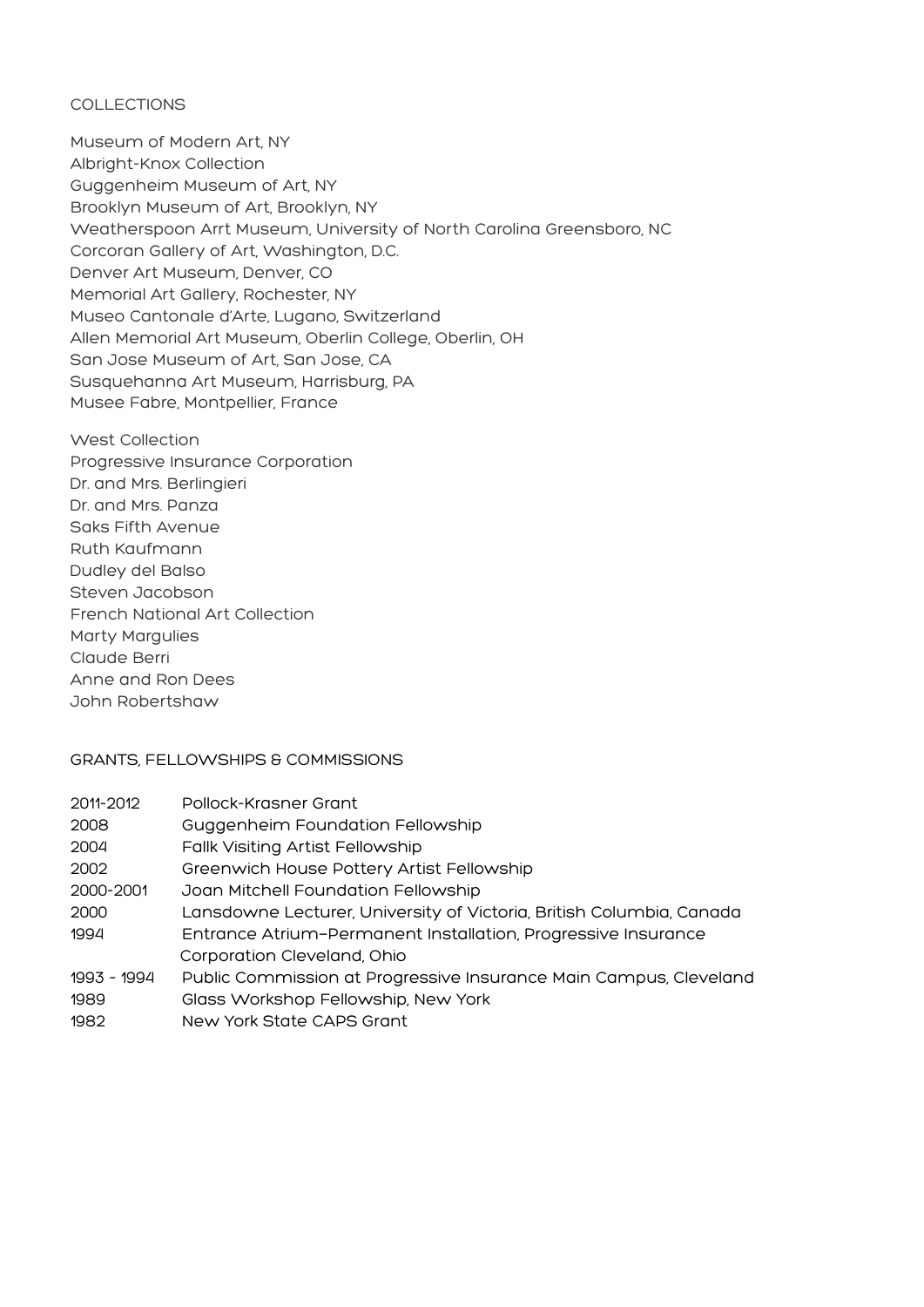## COLLECTIONS

Museum of Modern Art, NY
Albright-Knox Collection
Guggenheim Museum of Art, NY
Brooklyn Museum of Art, Brooklyn, NY
Weatherspoon Arrt Museum, University of North Carolina Greensboro, NC
Corcoran Gallery of Art, Washington, D.C.
Denver Art Museum, Denver, CO
Memorial Art Gallery, Rochester, NY
Museo Cantonale d'Arte, Lugano, Switzerland
Allen Memorial Art Museum, Oberlin College, Oberlin, OH
San Jose Museum of Art, San Jose, CA
Susquehanna Art Museum, Harrisburg, PA
Musee Fabre, Montpellier, France

West Collection
Progressive Insurance Corporation
Dr. and Mrs. Berlingieri
Dr. and Mrs. Panza
Saks Fifth Avenue
Ruth Kaufmann
Dudley del Balso
Steven Jacobson
French National Art Collection
Marty Margulies
Claude Berri
Anne and Ron Dees
John Robertshaw

## GRANTS, FELLOWSHIPS & COMMISSIONS

| | |
|---|---|
| 2011-2012 | Pollock-Krasner Grant |
| 2008 | Guggenheim Foundation Fellowship |
| 2004 | Fallk Visiting Artist Fellowship |
| 2002 | Greenwich House Pottery Artist Fellowship |
| 2000-2001 | Joan Mitchell Foundation Fellowship |
| 2000 | Lansdowne Lecturer, University of Victoria, British Columbia, Canada |
| 1994 | Entrance Atrium–Permanent Installation, Progressive Insurance Corporation Cleveland, Ohio |
| 1993 - 1994 | Public Commission at Progressive Insurance Main Campus, Cleveland |
| 1989 | Glass Workshop Fellowship, New York |
| 1982 | New York State CAPS Grant |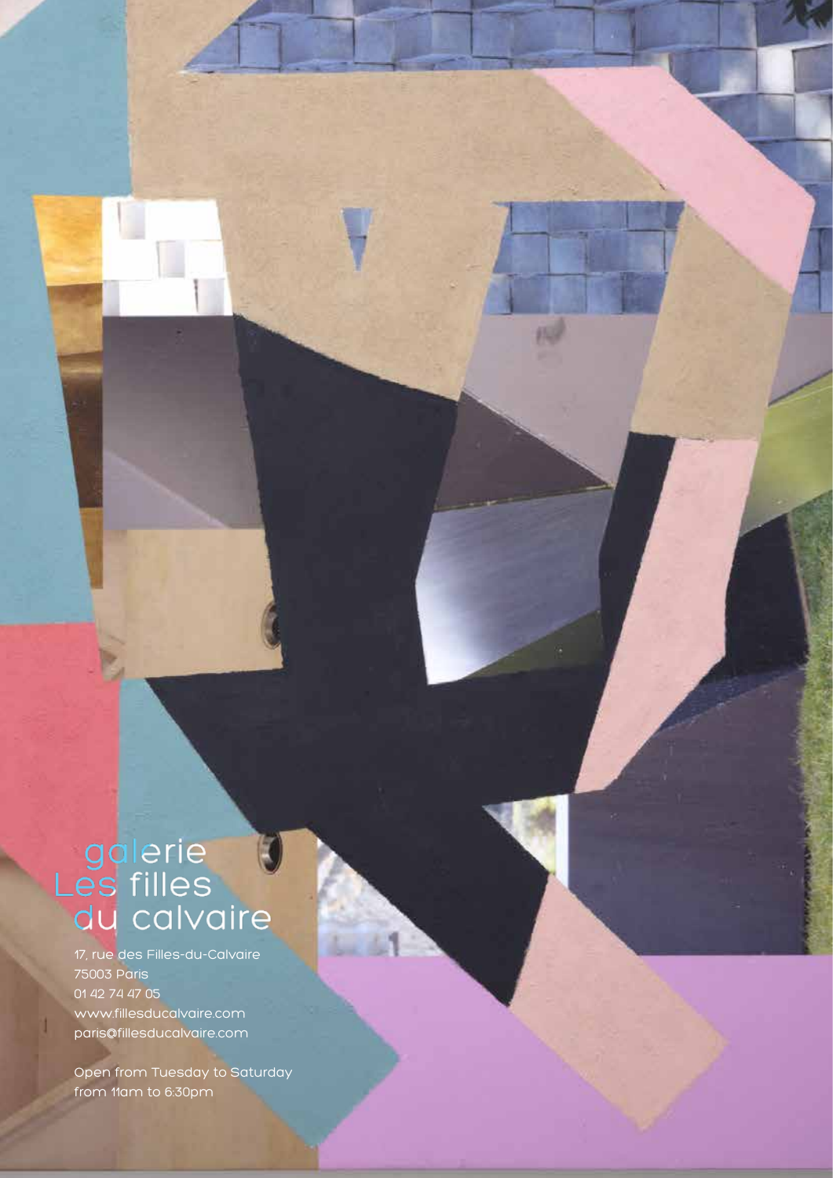galerie
Les filles
du calvaire

17, rue des Filles-du-Calvaire
75003 Paris
01 42 74 47 05
www.fillesducalvaire.com
paris@fillesducalvaire.com

Open from Tuesday to Saturday
from 11am to 6:30pm